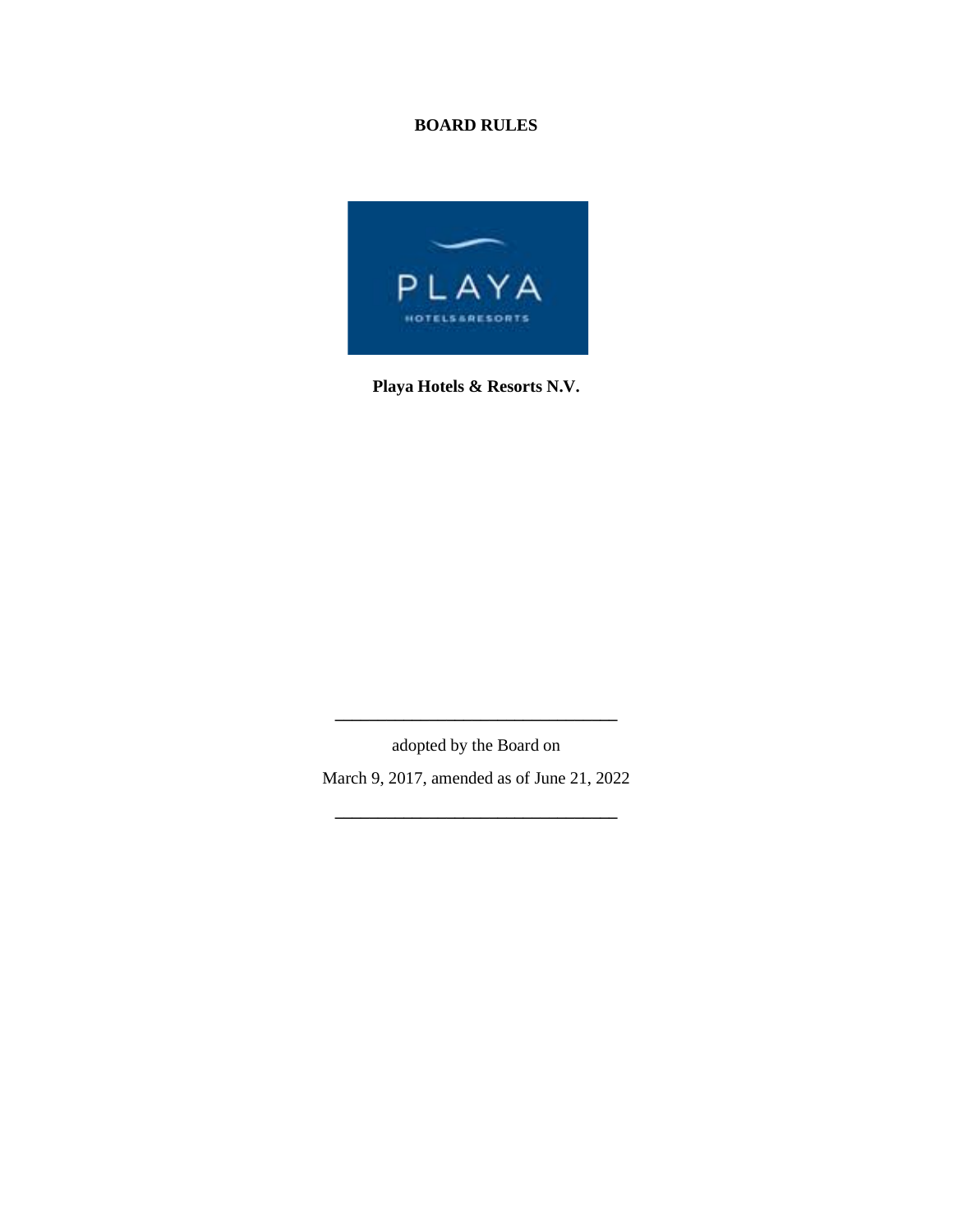# BOARD RULES

**Playa Hotels & Resorts N.V.**

---

adopted by the Board on

March 9, 2017, amended as of June 21, 2022

---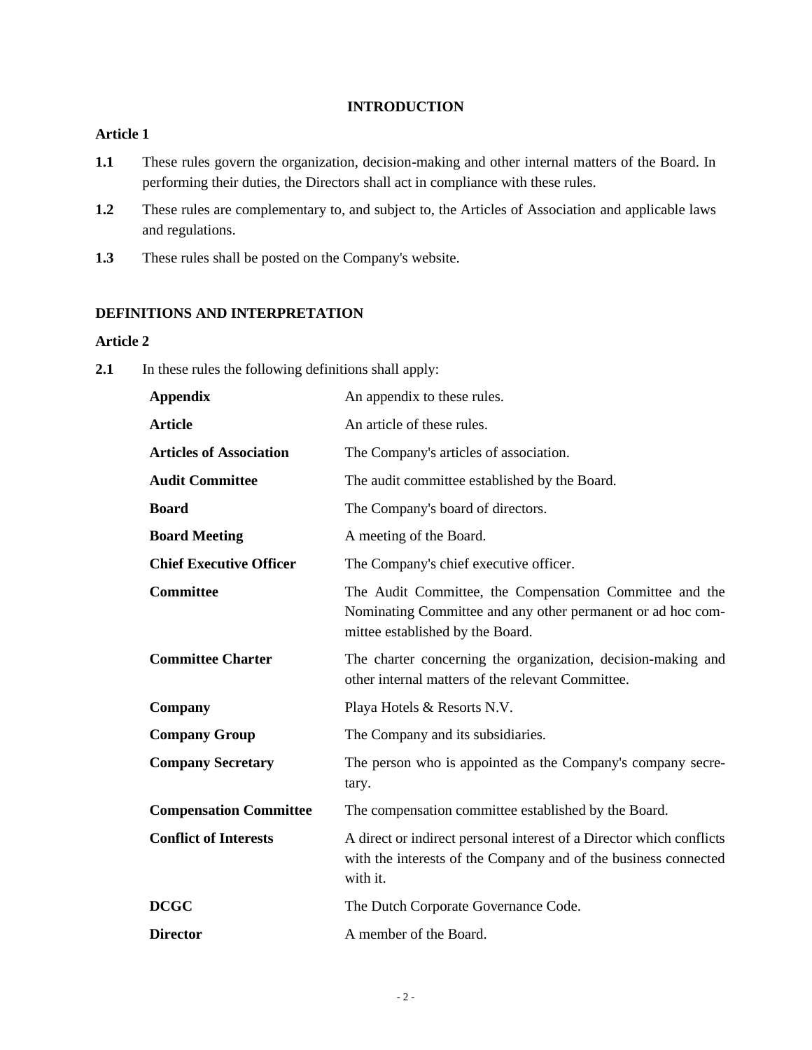## INTRODUCTION

### Article 1

**1.1** These rules govern the organization, decision-making and other internal matters of the Board. In performing their duties, the Directors shall act in compliance with these rules.

**1.2** These rules are complementary to, and subject to, the Articles of Association and applicable laws and regulations.

**1.3** These rules shall be posted on the Company's website.

## DEFINITIONS AND INTERPRETATION

### Article 2

**2.1** In these rules the following definitions shall apply:

| | |
|---|---|
| **Appendix** | An appendix to these rules. |
| **Article** | An article of these rules. |
| **Articles of Association** | The Company's articles of association. |
| **Audit Committee** | The audit committee established by the Board. |
| **Board** | The Company's board of directors. |
| **Board Meeting** | A meeting of the Board. |
| **Chief Executive Officer** | The Company's chief executive officer. |
| **Committee** | The Audit Committee, the Compensation Committee and the Nominating Committee and any other permanent or ad hoc committee established by the Board. |
| **Committee Charter** | The charter concerning the organization, decision-making and other internal matters of the relevant Committee. |
| **Company** | Playa Hotels & Resorts N.V. |
| **Company Group** | The Company and its subsidiaries. |
| **Company Secretary** | The person who is appointed as the Company's company secretary. |
| **Compensation Committee** | The compensation committee established by the Board. |
| **Conflict of Interests** | A direct or indirect personal interest of a Director which conflicts with the interests of the Company and of the business connected with it. |
| **DCGC** | The Dutch Corporate Governance Code. |
| **Director** | A member of the Board. |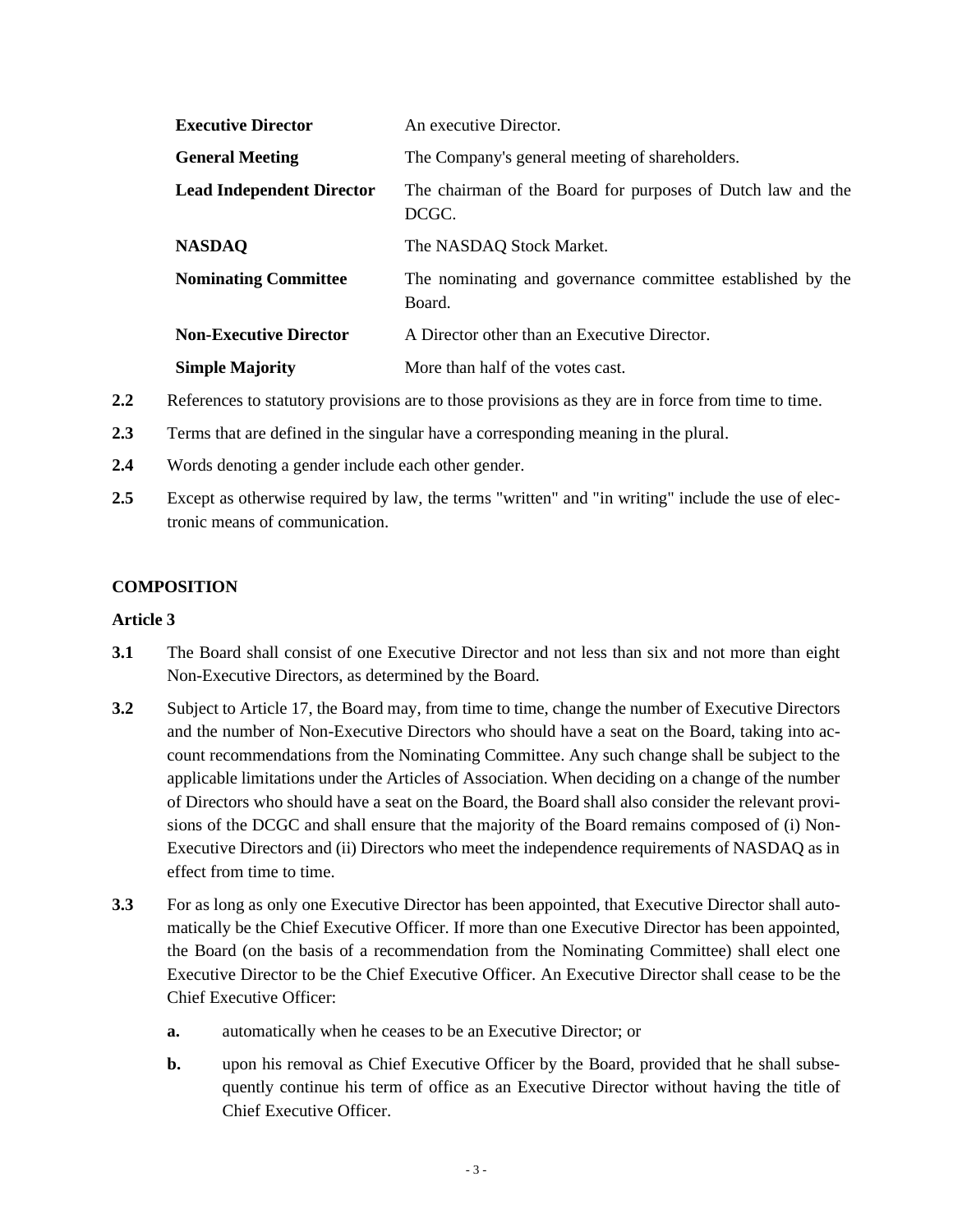| | |
|---|---|
| **Executive Director** | An executive Director. |
| **General Meeting** | The Company's general meeting of shareholders. |
| **Lead Independent Director** | The chairman of the Board for purposes of Dutch law and the DCGC. |
| **NASDAQ** | The NASDAQ Stock Market. |
| **Nominating Committee** | The nominating and governance committee established by the Board. |
| **Non-Executive Director** | A Director other than an Executive Director. |
| **Simple Majority** | More than half of the votes cast. |

**2.2** References to statutory provisions are to those provisions as they are in force from time to time.

**2.3** Terms that are defined in the singular have a corresponding meaning in the plural.

**2.4** Words denoting a gender include each other gender.

**2.5** Except as otherwise required by law, the terms "written" and "in writing" include the use of electronic means of communication.

**COMPOSITION**

**Article 3**

**3.1** The Board shall consist of one Executive Director and not less than six and not more than eight Non-Executive Directors, as determined by the Board.

**3.2** Subject to Article 17, the Board may, from time to time, change the number of Executive Directors and the number of Non-Executive Directors who should have a seat on the Board, taking into account recommendations from the Nominating Committee. Any such change shall be subject to the applicable limitations under the Articles of Association. When deciding on a change of the number of Directors who should have a seat on the Board, the Board shall also consider the relevant provisions of the DCGC and shall ensure that the majority of the Board remains composed of (i) Non-Executive Directors and (ii) Directors who meet the independence requirements of NASDAQ as in effect from time to time.

**3.3** For as long as only one Executive Director has been appointed, that Executive Director shall automatically be the Chief Executive Officer. If more than one Executive Director has been appointed, the Board (on the basis of a recommendation from the Nominating Committee) shall elect one Executive Director to be the Chief Executive Officer. An Executive Director shall cease to be the Chief Executive Officer:

- **a.** automatically when he ceases to be an Executive Director; or
- **b.** upon his removal as Chief Executive Officer by the Board, provided that he shall subsequently continue his term of office as an Executive Director without having the title of Chief Executive Officer.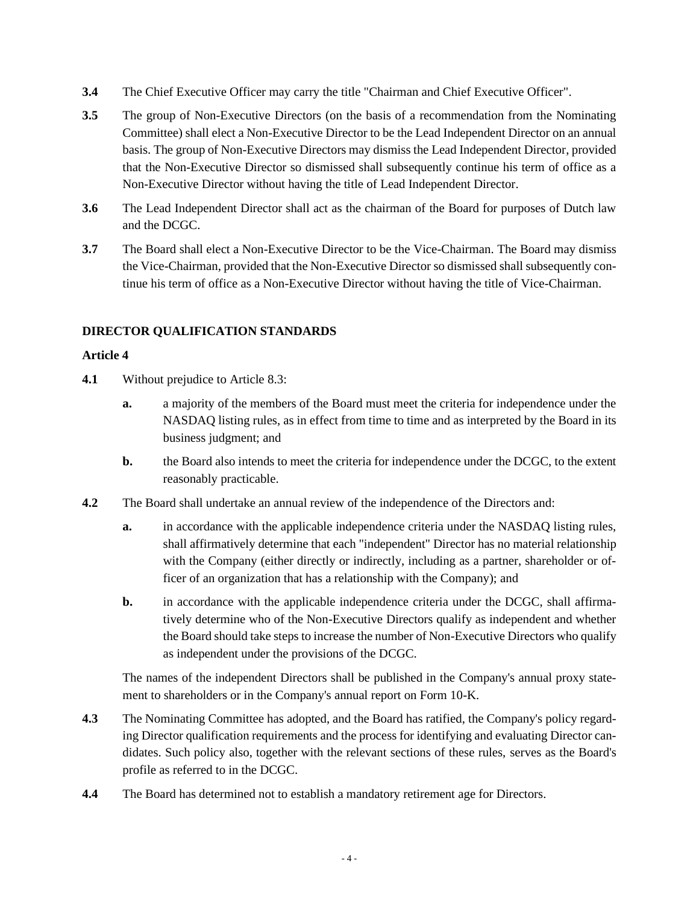**3.4** The Chief Executive Officer may carry the title "Chairman and Chief Executive Officer".

**3.5** The group of Non-Executive Directors (on the basis of a recommendation from the Nominating Committee) shall elect a Non-Executive Director to be the Lead Independent Director on an annual basis. The group of Non-Executive Directors may dismiss the Lead Independent Director, provided that the Non-Executive Director so dismissed shall subsequently continue his term of office as a Non-Executive Director without having the title of Lead Independent Director.

**3.6** The Lead Independent Director shall act as the chairman of the Board for purposes of Dutch law and the DCGC.

**3.7** The Board shall elect a Non-Executive Director to be the Vice-Chairman. The Board may dismiss the Vice-Chairman, provided that the Non-Executive Director so dismissed shall subsequently continue his term of office as a Non-Executive Director without having the title of Vice-Chairman.

## DIRECTOR QUALIFICATION STANDARDS

### Article 4

**4.1** Without prejudice to Article 8.3:

- **a.** a majority of the members of the Board must meet the criteria for independence under the NASDAQ listing rules, as in effect from time to time and as interpreted by the Board in its business judgment; and
- **b.** the Board also intends to meet the criteria for independence under the DCGC, to the extent reasonably practicable.

**4.2** The Board shall undertake an annual review of the independence of the Directors and:

- **a.** in accordance with the applicable independence criteria under the NASDAQ listing rules, shall affirmatively determine that each "independent" Director has no material relationship with the Company (either directly or indirectly, including as a partner, shareholder or officer of an organization that has a relationship with the Company); and
- **b.** in accordance with the applicable independence criteria under the DCGC, shall affirmatively determine who of the Non-Executive Directors qualify as independent and whether the Board should take steps to increase the number of Non-Executive Directors who qualify as independent under the provisions of the DCGC.

The names of the independent Directors shall be published in the Company's annual proxy statement to shareholders or in the Company's annual report on Form 10-K.

**4.3** The Nominating Committee has adopted, and the Board has ratified, the Company's policy regarding Director qualification requirements and the process for identifying and evaluating Director candidates. Such policy also, together with the relevant sections of these rules, serves as the Board's profile as referred to in the DCGC.

**4.4** The Board has determined not to establish a mandatory retirement age for Directors.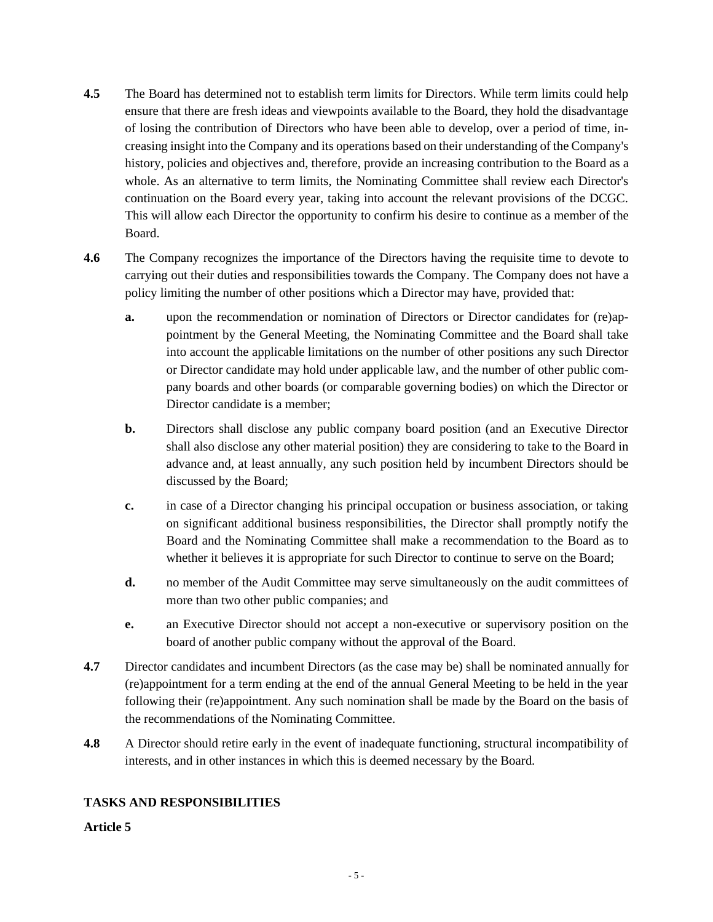**4.5** The Board has determined not to establish term limits for Directors. While term limits could help ensure that there are fresh ideas and viewpoints available to the Board, they hold the disadvantage of losing the contribution of Directors who have been able to develop, over a period of time, increasing insight into the Company and its operations based on their understanding of the Company's history, policies and objectives and, therefore, provide an increasing contribution to the Board as a whole. As an alternative to term limits, the Nominating Committee shall review each Director's continuation on the Board every year, taking into account the relevant provisions of the DCGC. This will allow each Director the opportunity to confirm his desire to continue as a member of the Board.

**4.6** The Company recognizes the importance of the Directors having the requisite time to devote to carrying out their duties and responsibilities towards the Company. The Company does not have a policy limiting the number of other positions which a Director may have, provided that:

**a.** upon the recommendation or nomination of Directors or Director candidates for (re)appointment by the General Meeting, the Nominating Committee and the Board shall take into account the applicable limitations on the number of other positions any such Director or Director candidate may hold under applicable law, and the number of other public company boards and other boards (or comparable governing bodies) on which the Director or Director candidate is a member;

**b.** Directors shall disclose any public company board position (and an Executive Director shall also disclose any other material position) they are considering to take to the Board in advance and, at least annually, any such position held by incumbent Directors should be discussed by the Board;

**c.** in case of a Director changing his principal occupation or business association, or taking on significant additional business responsibilities, the Director shall promptly notify the Board and the Nominating Committee shall make a recommendation to the Board as to whether it believes it is appropriate for such Director to continue to serve on the Board;

**d.** no member of the Audit Committee may serve simultaneously on the audit committees of more than two other public companies; and

**e.** an Executive Director should not accept a non-executive or supervisory position on the board of another public company without the approval of the Board.

**4.7** Director candidates and incumbent Directors (as the case may be) shall be nominated annually for (re)appointment for a term ending at the end of the annual General Meeting to be held in the year following their (re)appointment. Any such nomination shall be made by the Board on the basis of the recommendations of the Nominating Committee.

**4.8** A Director should retire early in the event of inadequate functioning, structural incompatibility of interests, and in other instances in which this is deemed necessary by the Board.

## TASKS AND RESPONSIBILITIES

### Article 5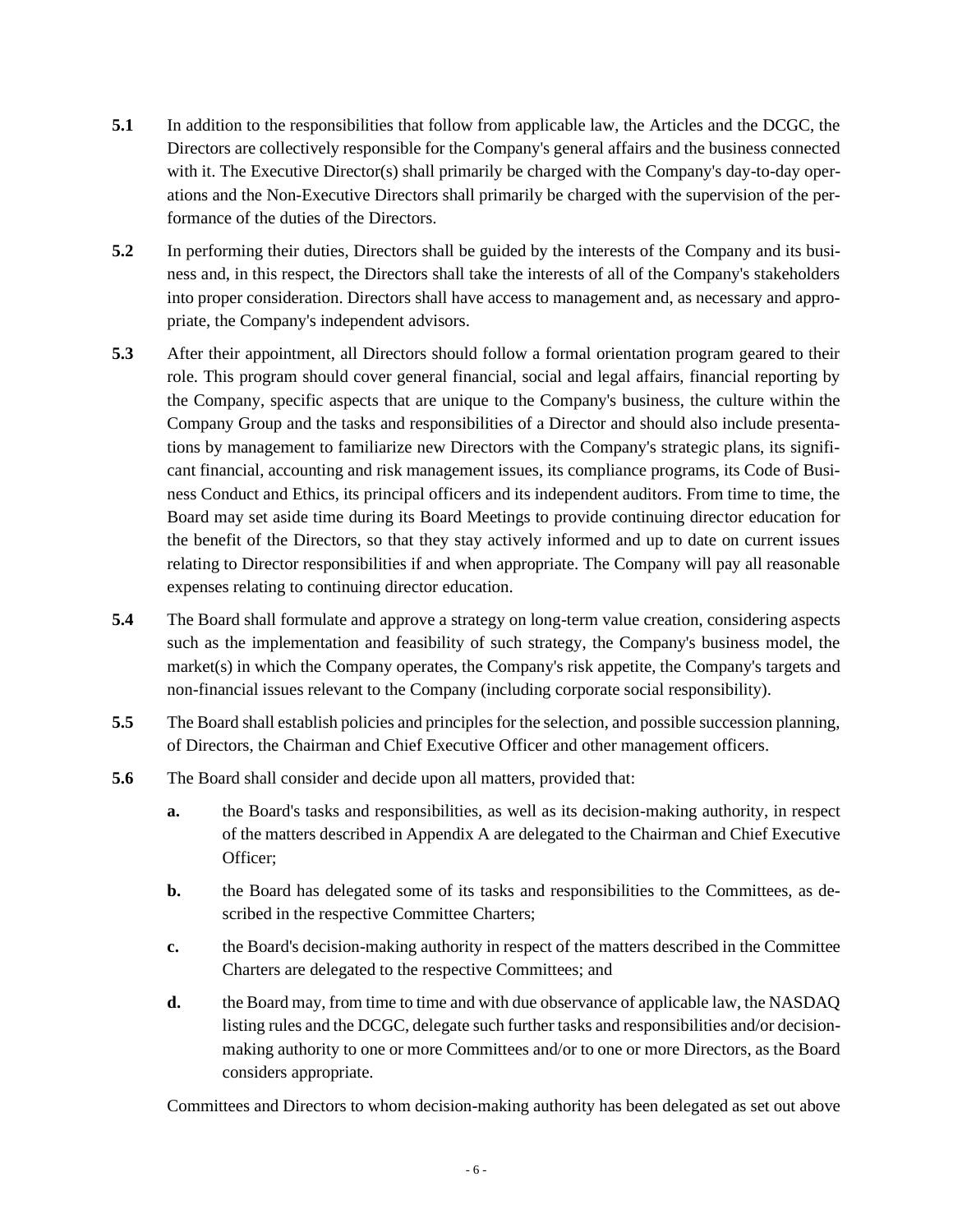**5.1** In addition to the responsibilities that follow from applicable law, the Articles and the DCGC, the Directors are collectively responsible for the Company's general affairs and the business connected with it. The Executive Director(s) shall primarily be charged with the Company's day-to-day operations and the Non-Executive Directors shall primarily be charged with the supervision of the performance of the duties of the Directors.

**5.2** In performing their duties, Directors shall be guided by the interests of the Company and its business and, in this respect, the Directors shall take the interests of all of the Company's stakeholders into proper consideration. Directors shall have access to management and, as necessary and appropriate, the Company's independent advisors.

**5.3** After their appointment, all Directors should follow a formal orientation program geared to their role. This program should cover general financial, social and legal affairs, financial reporting by the Company, specific aspects that are unique to the Company's business, the culture within the Company Group and the tasks and responsibilities of a Director and should also include presentations by management to familiarize new Directors with the Company's strategic plans, its significant financial, accounting and risk management issues, its compliance programs, its Code of Business Conduct and Ethics, its principal officers and its independent auditors. From time to time, the Board may set aside time during its Board Meetings to provide continuing director education for the benefit of the Directors, so that they stay actively informed and up to date on current issues relating to Director responsibilities if and when appropriate. The Company will pay all reasonable expenses relating to continuing director education.

**5.4** The Board shall formulate and approve a strategy on long-term value creation, considering aspects such as the implementation and feasibility of such strategy, the Company's business model, the market(s) in which the Company operates, the Company's risk appetite, the Company's targets and non-financial issues relevant to the Company (including corporate social responsibility).

**5.5** The Board shall establish policies and principles for the selection, and possible succession planning, of Directors, the Chairman and Chief Executive Officer and other management officers.

**5.6** The Board shall consider and decide upon all matters, provided that:

**a.** the Board's tasks and responsibilities, as well as its decision-making authority, in respect of the matters described in Appendix A are delegated to the Chairman and Chief Executive Officer;

**b.** the Board has delegated some of its tasks and responsibilities to the Committees, as described in the respective Committee Charters;

**c.** the Board's decision-making authority in respect of the matters described in the Committee Charters are delegated to the respective Committees; and

**d.** the Board may, from time to time and with due observance of applicable law, the NASDAQ listing rules and the DCGC, delegate such further tasks and responsibilities and/or decision-making authority to one or more Committees and/or to one or more Directors, as the Board considers appropriate.

Committees and Directors to whom decision-making authority has been delegated as set out above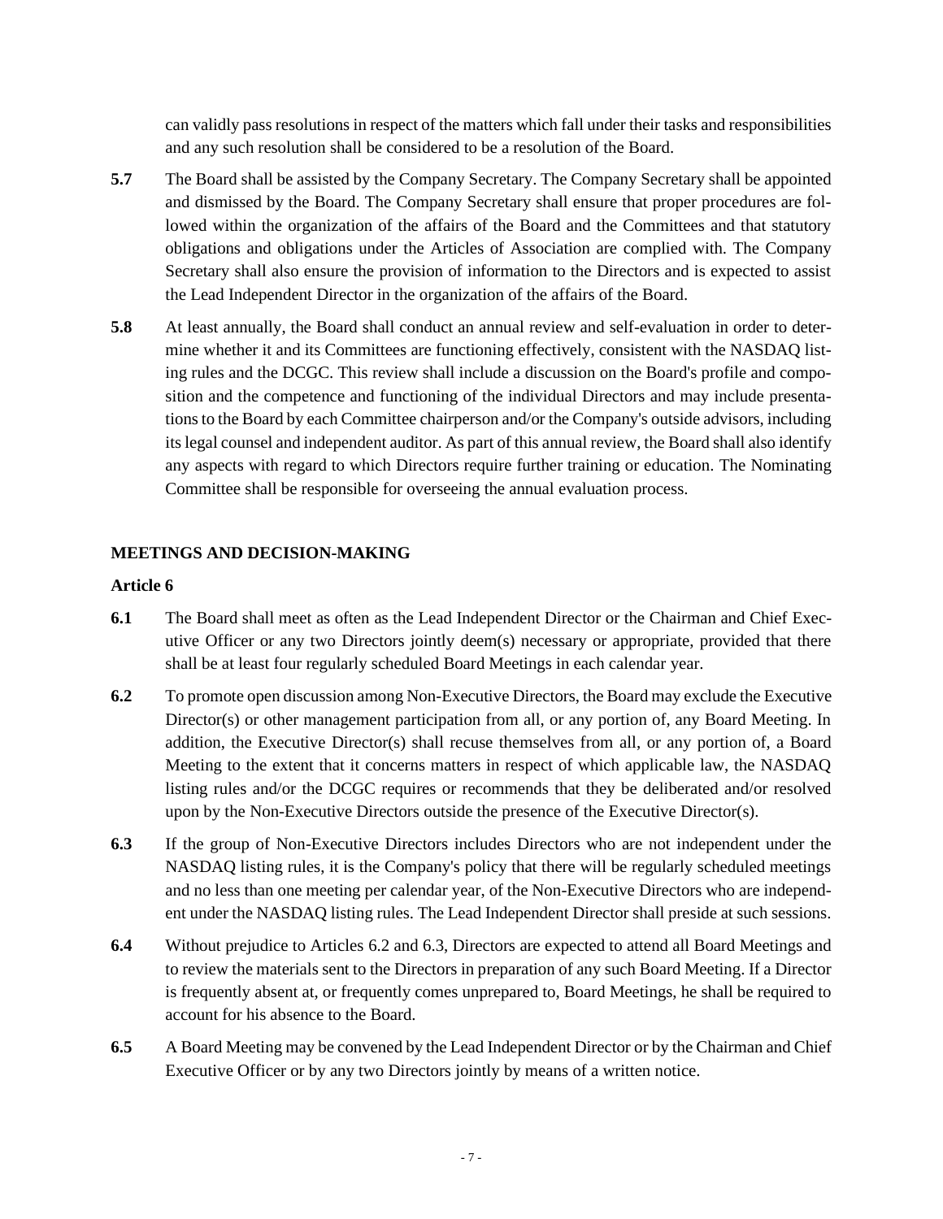can validly pass resolutions in respect of the matters which fall under their tasks and responsibilities and any such resolution shall be considered to be a resolution of the Board.

**5.7** The Board shall be assisted by the Company Secretary. The Company Secretary shall be appointed and dismissed by the Board. The Company Secretary shall ensure that proper procedures are followed within the organization of the affairs of the Board and the Committees and that statutory obligations and obligations under the Articles of Association are complied with. The Company Secretary shall also ensure the provision of information to the Directors and is expected to assist the Lead Independent Director in the organization of the affairs of the Board.

**5.8** At least annually, the Board shall conduct an annual review and self-evaluation in order to determine whether it and its Committees are functioning effectively, consistent with the NASDAQ listing rules and the DCGC. This review shall include a discussion on the Board's profile and composition and the competence and functioning of the individual Directors and may include presentations to the Board by each Committee chairperson and/or the Company's outside advisors, including its legal counsel and independent auditor. As part of this annual review, the Board shall also identify any aspects with regard to which Directors require further training or education. The Nominating Committee shall be responsible for overseeing the annual evaluation process.

## MEETINGS AND DECISION-MAKING

### Article 6

**6.1** The Board shall meet as often as the Lead Independent Director or the Chairman and Chief Executive Officer or any two Directors jointly deem(s) necessary or appropriate, provided that there shall be at least four regularly scheduled Board Meetings in each calendar year.

**6.2** To promote open discussion among Non-Executive Directors, the Board may exclude the Executive Director(s) or other management participation from all, or any portion of, any Board Meeting. In addition, the Executive Director(s) shall recuse themselves from all, or any portion of, a Board Meeting to the extent that it concerns matters in respect of which applicable law, the NASDAQ listing rules and/or the DCGC requires or recommends that they be deliberated and/or resolved upon by the Non-Executive Directors outside the presence of the Executive Director(s).

**6.3** If the group of Non-Executive Directors includes Directors who are not independent under the NASDAQ listing rules, it is the Company's policy that there will be regularly scheduled meetings and no less than one meeting per calendar year, of the Non-Executive Directors who are independent under the NASDAQ listing rules. The Lead Independent Director shall preside at such sessions.

**6.4** Without prejudice to Articles 6.2 and 6.3, Directors are expected to attend all Board Meetings and to review the materials sent to the Directors in preparation of any such Board Meeting. If a Director is frequently absent at, or frequently comes unprepared to, Board Meetings, he shall be required to account for his absence to the Board.

**6.5** A Board Meeting may be convened by the Lead Independent Director or by the Chairman and Chief Executive Officer or by any two Directors jointly by means of a written notice.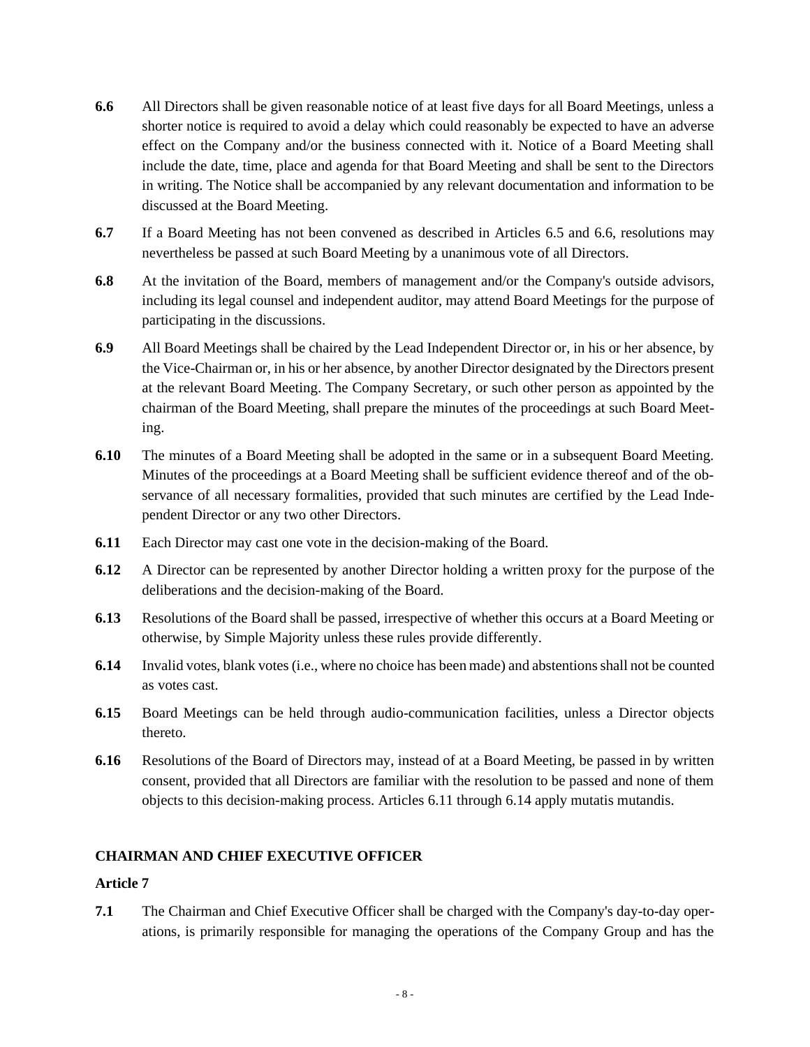**6.6** All Directors shall be given reasonable notice of at least five days for all Board Meetings, unless a shorter notice is required to avoid a delay which could reasonably be expected to have an adverse effect on the Company and/or the business connected with it. Notice of a Board Meeting shall include the date, time, place and agenda for that Board Meeting and shall be sent to the Directors in writing. The Notice shall be accompanied by any relevant documentation and information to be discussed at the Board Meeting.

**6.7** If a Board Meeting has not been convened as described in Articles 6.5 and 6.6, resolutions may nevertheless be passed at such Board Meeting by a unanimous vote of all Directors.

**6.8** At the invitation of the Board, members of management and/or the Company's outside advisors, including its legal counsel and independent auditor, may attend Board Meetings for the purpose of participating in the discussions.

**6.9** All Board Meetings shall be chaired by the Lead Independent Director or, in his or her absence, by the Vice-Chairman or, in his or her absence, by another Director designated by the Directors present at the relevant Board Meeting. The Company Secretary, or such other person as appointed by the chairman of the Board Meeting, shall prepare the minutes of the proceedings at such Board Meeting.

**6.10** The minutes of a Board Meeting shall be adopted in the same or in a subsequent Board Meeting. Minutes of the proceedings at a Board Meeting shall be sufficient evidence thereof and of the observance of all necessary formalities, provided that such minutes are certified by the Lead Independent Director or any two other Directors.

**6.11** Each Director may cast one vote in the decision-making of the Board.

**6.12** A Director can be represented by another Director holding a written proxy for the purpose of the deliberations and the decision-making of the Board.

**6.13** Resolutions of the Board shall be passed, irrespective of whether this occurs at a Board Meeting or otherwise, by Simple Majority unless these rules provide differently.

**6.14** Invalid votes, blank votes (i.e., where no choice has been made) and abstentions shall not be counted as votes cast.

**6.15** Board Meetings can be held through audio-communication facilities, unless a Director objects thereto.

**6.16** Resolutions of the Board of Directors may, instead of at a Board Meeting, be passed in by written consent, provided that all Directors are familiar with the resolution to be passed and none of them objects to this decision-making process. Articles 6.11 through 6.14 apply mutatis mutandis.

## CHAIRMAN AND CHIEF EXECUTIVE OFFICER

### Article 7

**7.1** The Chairman and Chief Executive Officer shall be charged with the Company's day-to-day operations, is primarily responsible for managing the operations of the Company Group and has the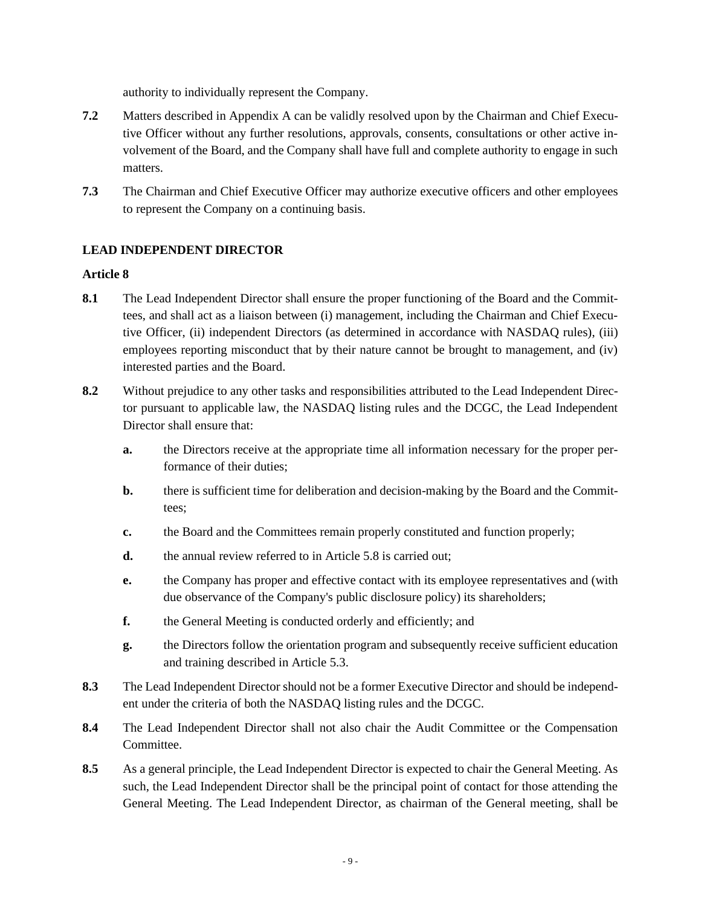authority to individually represent the Company.

**7.2** Matters described in Appendix A can be validly resolved upon by the Chairman and Chief Executive Officer without any further resolutions, approvals, consents, consultations or other active involvement of the Board, and the Company shall have full and complete authority to engage in such matters.

**7.3** The Chairman and Chief Executive Officer may authorize executive officers and other employees to represent the Company on a continuing basis.

**LEAD INDEPENDENT DIRECTOR**

**Article 8**

**8.1** The Lead Independent Director shall ensure the proper functioning of the Board and the Committees, and shall act as a liaison between (i) management, including the Chairman and Chief Executive Officer, (ii) independent Directors (as determined in accordance with NASDAQ rules), (iii) employees reporting misconduct that by their nature cannot be brought to management, and (iv) interested parties and the Board.

**8.2** Without prejudice to any other tasks and responsibilities attributed to the Lead Independent Director pursuant to applicable law, the NASDAQ listing rules and the DCGC, the Lead Independent Director shall ensure that:

- **a.** the Directors receive at the appropriate time all information necessary for the proper performance of their duties;
- **b.** there is sufficient time for deliberation and decision-making by the Board and the Committees;
- **c.** the Board and the Committees remain properly constituted and function properly;
- **d.** the annual review referred to in Article 5.8 is carried out;
- **e.** the Company has proper and effective contact with its employee representatives and (with due observance of the Company's public disclosure policy) its shareholders;
- **f.** the General Meeting is conducted orderly and efficiently; and
- **g.** the Directors follow the orientation program and subsequently receive sufficient education and training described in Article 5.3.

**8.3** The Lead Independent Director should not be a former Executive Director and should be independent under the criteria of both the NASDAQ listing rules and the DCGC.

**8.4** The Lead Independent Director shall not also chair the Audit Committee or the Compensation Committee.

**8.5** As a general principle, the Lead Independent Director is expected to chair the General Meeting. As such, the Lead Independent Director shall be the principal point of contact for those attending the General Meeting. The Lead Independent Director, as chairman of the General meeting, shall be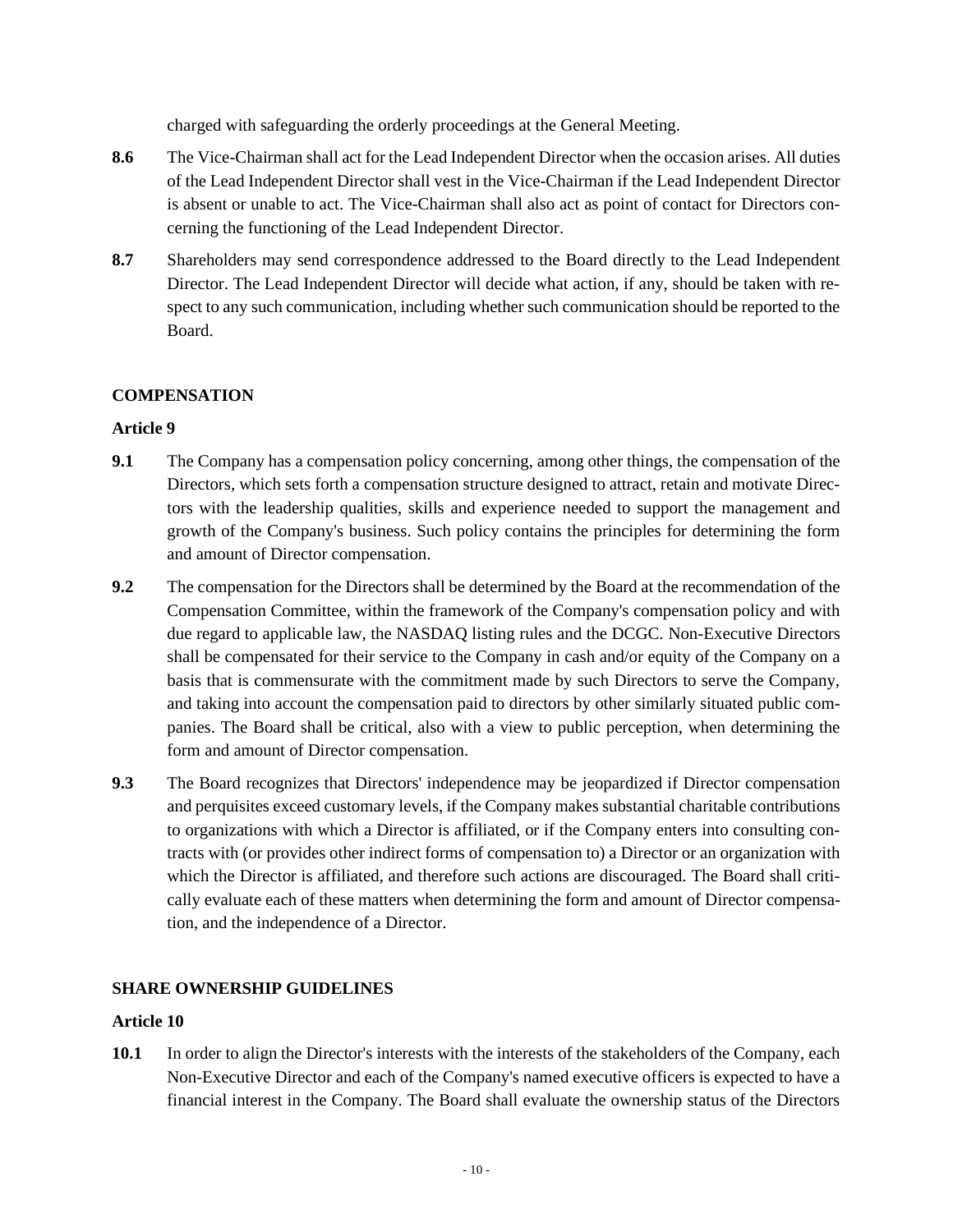charged with safeguarding the orderly proceedings at the General Meeting.

**8.6** The Vice-Chairman shall act for the Lead Independent Director when the occasion arises. All duties of the Lead Independent Director shall vest in the Vice-Chairman if the Lead Independent Director is absent or unable to act. The Vice-Chairman shall also act as point of contact for Directors concerning the functioning of the Lead Independent Director.

**8.7** Shareholders may send correspondence addressed to the Board directly to the Lead Independent Director. The Lead Independent Director will decide what action, if any, should be taken with respect to any such communication, including whether such communication should be reported to the Board.

## COMPENSATION

### Article 9

**9.1** The Company has a compensation policy concerning, among other things, the compensation of the Directors, which sets forth a compensation structure designed to attract, retain and motivate Directors with the leadership qualities, skills and experience needed to support the management and growth of the Company's business. Such policy contains the principles for determining the form and amount of Director compensation.

**9.2** The compensation for the Directors shall be determined by the Board at the recommendation of the Compensation Committee, within the framework of the Company's compensation policy and with due regard to applicable law, the NASDAQ listing rules and the DCGC. Non-Executive Directors shall be compensated for their service to the Company in cash and/or equity of the Company on a basis that is commensurate with the commitment made by such Directors to serve the Company, and taking into account the compensation paid to directors by other similarly situated public companies. The Board shall be critical, also with a view to public perception, when determining the form and amount of Director compensation.

**9.3** The Board recognizes that Directors' independence may be jeopardized if Director compensation and perquisites exceed customary levels, if the Company makes substantial charitable contributions to organizations with which a Director is affiliated, or if the Company enters into consulting contracts with (or provides other indirect forms of compensation to) a Director or an organization with which the Director is affiliated, and therefore such actions are discouraged. The Board shall critically evaluate each of these matters when determining the form and amount of Director compensation, and the independence of a Director.

## SHARE OWNERSHIP GUIDELINES

### Article 10

**10.1** In order to align the Director's interests with the interests of the stakeholders of the Company, each Non-Executive Director and each of the Company's named executive officers is expected to have a financial interest in the Company. The Board shall evaluate the ownership status of the Directors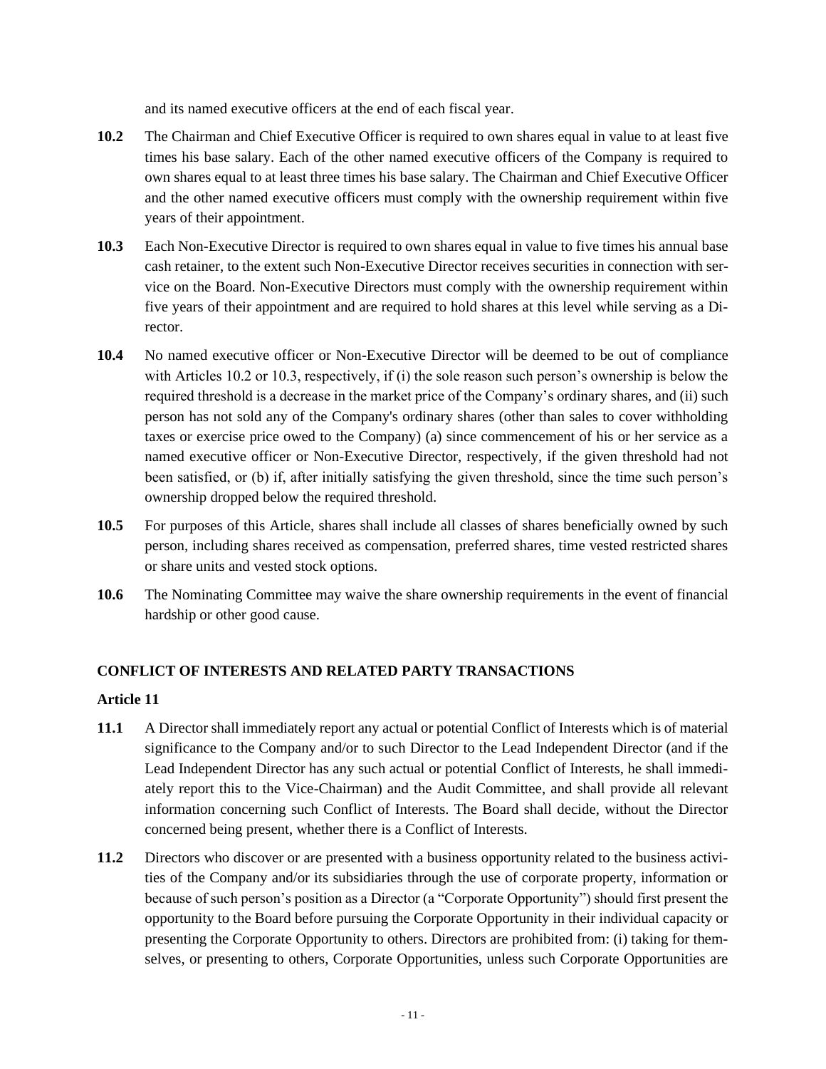and its named executive officers at the end of each fiscal year.

**10.2** The Chairman and Chief Executive Officer is required to own shares equal in value to at least five times his base salary. Each of the other named executive officers of the Company is required to own shares equal to at least three times his base salary. The Chairman and Chief Executive Officer and the other named executive officers must comply with the ownership requirement within five years of their appointment.

**10.3** Each Non-Executive Director is required to own shares equal in value to five times his annual base cash retainer, to the extent such Non-Executive Director receives securities in connection with service on the Board. Non-Executive Directors must comply with the ownership requirement within five years of their appointment and are required to hold shares at this level while serving as a Director.

**10.4** No named executive officer or Non-Executive Director will be deemed to be out of compliance with Articles 10.2 or 10.3, respectively, if (i) the sole reason such person's ownership is below the required threshold is a decrease in the market price of the Company's ordinary shares, and (ii) such person has not sold any of the Company's ordinary shares (other than sales to cover withholding taxes or exercise price owed to the Company) (a) since commencement of his or her service as a named executive officer or Non-Executive Director, respectively, if the given threshold had not been satisfied, or (b) if, after initially satisfying the given threshold, since the time such person's ownership dropped below the required threshold.

**10.5** For purposes of this Article, shares shall include all classes of shares beneficially owned by such person, including shares received as compensation, preferred shares, time vested restricted shares or share units and vested stock options.

**10.6** The Nominating Committee may waive the share ownership requirements in the event of financial hardship or other good cause.

## CONFLICT OF INTERESTS AND RELATED PARTY TRANSACTIONS

### Article 11

**11.1** A Director shall immediately report any actual or potential Conflict of Interests which is of material significance to the Company and/or to such Director to the Lead Independent Director (and if the Lead Independent Director has any such actual or potential Conflict of Interests, he shall immediately report this to the Vice-Chairman) and the Audit Committee, and shall provide all relevant information concerning such Conflict of Interests. The Board shall decide, without the Director concerned being present, whether there is a Conflict of Interests.

**11.2** Directors who discover or are presented with a business opportunity related to the business activities of the Company and/or its subsidiaries through the use of corporate property, information or because of such person's position as a Director (a "Corporate Opportunity") should first present the opportunity to the Board before pursuing the Corporate Opportunity in their individual capacity or presenting the Corporate Opportunity to others. Directors are prohibited from: (i) taking for themselves, or presenting to others, Corporate Opportunities, unless such Corporate Opportunities are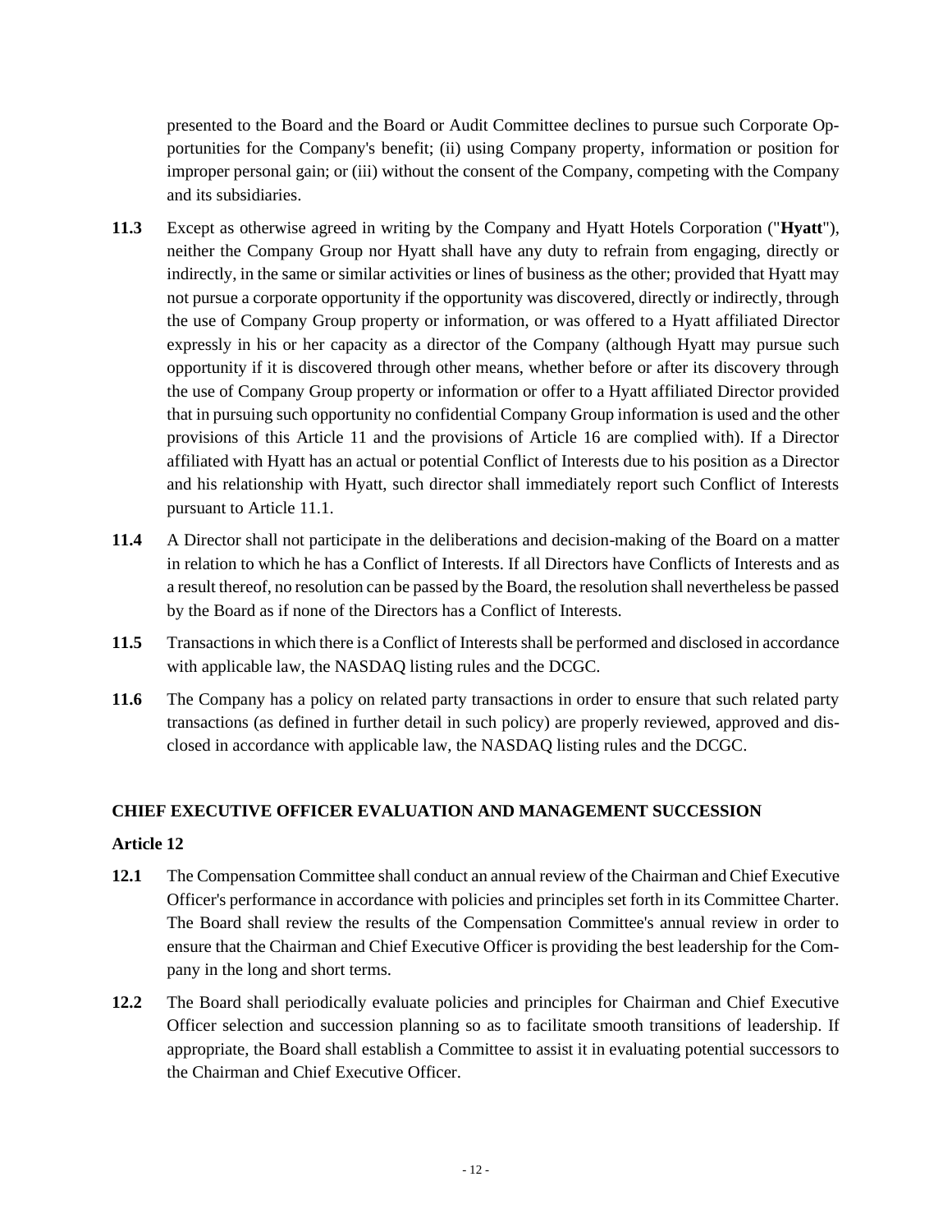presented to the Board and the Board or Audit Committee declines to pursue such Corporate Opportunities for the Company's benefit; (ii) using Company property, information or position for improper personal gain; or (iii) without the consent of the Company, competing with the Company and its subsidiaries.

**11.3** Except as otherwise agreed in writing by the Company and Hyatt Hotels Corporation ("**Hyatt**"), neither the Company Group nor Hyatt shall have any duty to refrain from engaging, directly or indirectly, in the same or similar activities or lines of business as the other; provided that Hyatt may not pursue a corporate opportunity if the opportunity was discovered, directly or indirectly, through the use of Company Group property or information, or was offered to a Hyatt affiliated Director expressly in his or her capacity as a director of the Company (although Hyatt may pursue such opportunity if it is discovered through other means, whether before or after its discovery through the use of Company Group property or information or offer to a Hyatt affiliated Director provided that in pursuing such opportunity no confidential Company Group information is used and the other provisions of this Article 11 and the provisions of Article 16 are complied with). If a Director affiliated with Hyatt has an actual or potential Conflict of Interests due to his position as a Director and his relationship with Hyatt, such director shall immediately report such Conflict of Interests pursuant to Article 11.1.

**11.4** A Director shall not participate in the deliberations and decision-making of the Board on a matter in relation to which he has a Conflict of Interests. If all Directors have Conflicts of Interests and as a result thereof, no resolution can be passed by the Board, the resolution shall nevertheless be passed by the Board as if none of the Directors has a Conflict of Interests.

**11.5** Transactions in which there is a Conflict of Interests shall be performed and disclosed in accordance with applicable law, the NASDAQ listing rules and the DCGC.

**11.6** The Company has a policy on related party transactions in order to ensure that such related party transactions (as defined in further detail in such policy) are properly reviewed, approved and disclosed in accordance with applicable law, the NASDAQ listing rules and the DCGC.

## CHIEF EXECUTIVE OFFICER EVALUATION AND MANAGEMENT SUCCESSION

### Article 12

**12.1** The Compensation Committee shall conduct an annual review of the Chairman and Chief Executive Officer's performance in accordance with policies and principles set forth in its Committee Charter. The Board shall review the results of the Compensation Committee's annual review in order to ensure that the Chairman and Chief Executive Officer is providing the best leadership for the Company in the long and short terms.

**12.2** The Board shall periodically evaluate policies and principles for Chairman and Chief Executive Officer selection and succession planning so as to facilitate smooth transitions of leadership. If appropriate, the Board shall establish a Committee to assist it in evaluating potential successors to the Chairman and Chief Executive Officer.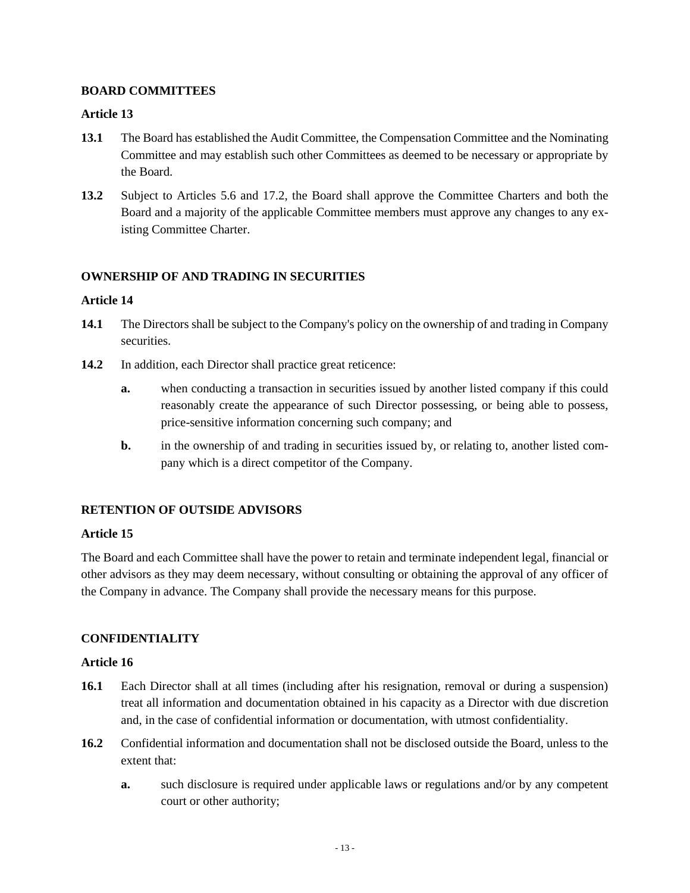## BOARD COMMITTEES

### Article 13

**13.1** The Board has established the Audit Committee, the Compensation Committee and the Nominating Committee and may establish such other Committees as deemed to be necessary or appropriate by the Board.

**13.2** Subject to Articles 5.6 and 17.2, the Board shall approve the Committee Charters and both the Board and a majority of the applicable Committee members must approve any changes to any existing Committee Charter.

## OWNERSHIP OF AND TRADING IN SECURITIES

### Article 14

**14.1** The Directors shall be subject to the Company's policy on the ownership of and trading in Company securities.

**14.2** In addition, each Director shall practice great reticence:

**a.** when conducting a transaction in securities issued by another listed company if this could reasonably create the appearance of such Director possessing, or being able to possess, price-sensitive information concerning such company; and

**b.** in the ownership of and trading in securities issued by, or relating to, another listed company which is a direct competitor of the Company.

## RETENTION OF OUTSIDE ADVISORS

### Article 15

The Board and each Committee shall have the power to retain and terminate independent legal, financial or other advisors as they may deem necessary, without consulting or obtaining the approval of any officer of the Company in advance. The Company shall provide the necessary means for this purpose.

## CONFIDENTIALITY

### Article 16

**16.1** Each Director shall at all times (including after his resignation, removal or during a suspension) treat all information and documentation obtained in his capacity as a Director with due discretion and, in the case of confidential information or documentation, with utmost confidentiality.

**16.2** Confidential information and documentation shall not be disclosed outside the Board, unless to the extent that:

**a.** such disclosure is required under applicable laws or regulations and/or by any competent court or other authority;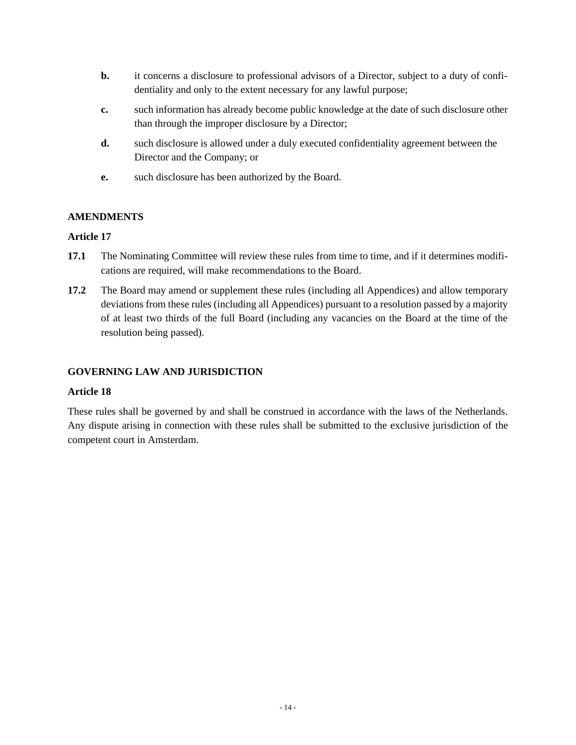- **b.** it concerns a disclosure to professional advisors of a Director, subject to a duty of confidentiality and only to the extent necessary for any lawful purpose;
- **c.** such information has already become public knowledge at the date of such disclosure other than through the improper disclosure by a Director;
- **d.** such disclosure is allowed under a duly executed confidentiality agreement between the Director and the Company; or
- **e.** such disclosure has been authorized by the Board.

## AMENDMENTS

### Article 17

**17.1** The Nominating Committee will review these rules from time to time, and if it determines modifications are required, will make recommendations to the Board.

**17.2** The Board may amend or supplement these rules (including all Appendices) and allow temporary deviations from these rules (including all Appendices) pursuant to a resolution passed by a majority of at least two thirds of the full Board (including any vacancies on the Board at the time of the resolution being passed).

## GOVERNING LAW AND JURISDICTION

### Article 18

These rules shall be governed by and shall be construed in accordance with the laws of the Netherlands. Any dispute arising in connection with these rules shall be submitted to the exclusive jurisdiction of the competent court in Amsterdam.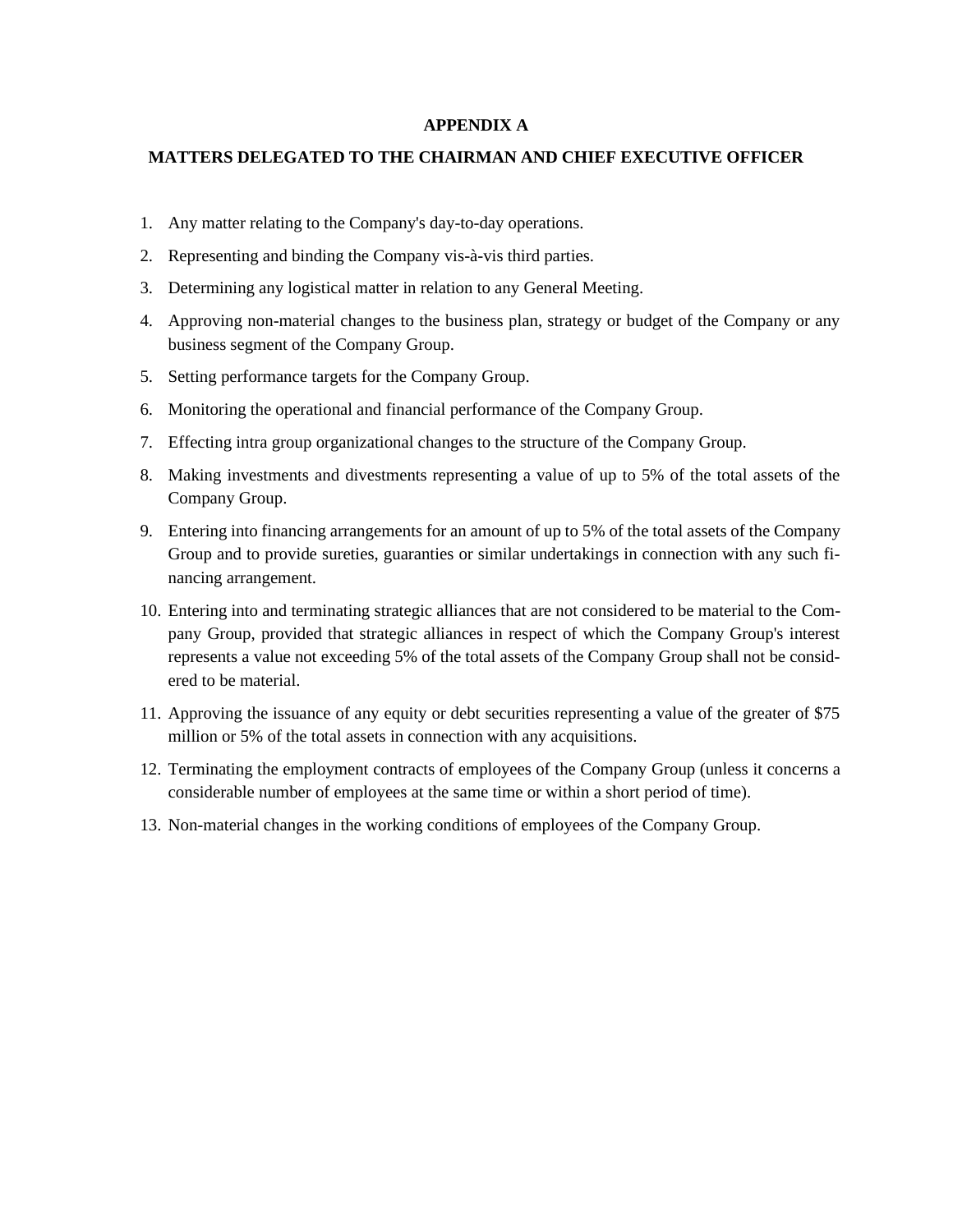## APPENDIX A

## MATTERS DELEGATED TO THE CHAIRMAN AND CHIEF EXECUTIVE OFFICER

1. Any matter relating to the Company's day-to-day operations.
2. Representing and binding the Company vis-à-vis third parties.
3. Determining any logistical matter in relation to any General Meeting.
4. Approving non-material changes to the business plan, strategy or budget of the Company or any business segment of the Company Group.
5. Setting performance targets for the Company Group.
6. Monitoring the operational and financial performance of the Company Group.
7. Effecting intra group organizational changes to the structure of the Company Group.
8. Making investments and divestments representing a value of up to 5% of the total assets of the Company Group.
9. Entering into financing arrangements for an amount of up to 5% of the total assets of the Company Group and to provide sureties, guaranties or similar undertakings in connection with any such financing arrangement.
10. Entering into and terminating strategic alliances that are not considered to be material to the Company Group, provided that strategic alliances in respect of which the Company Group's interest represents a value not exceeding 5% of the total assets of the Company Group shall not be considered to be material.
11. Approving the issuance of any equity or debt securities representing a value of the greater of $75 million or 5% of the total assets in connection with any acquisitions.
12. Terminating the employment contracts of employees of the Company Group (unless it concerns a considerable number of employees at the same time or within a short period of time).
13. Non-material changes in the working conditions of employees of the Company Group.